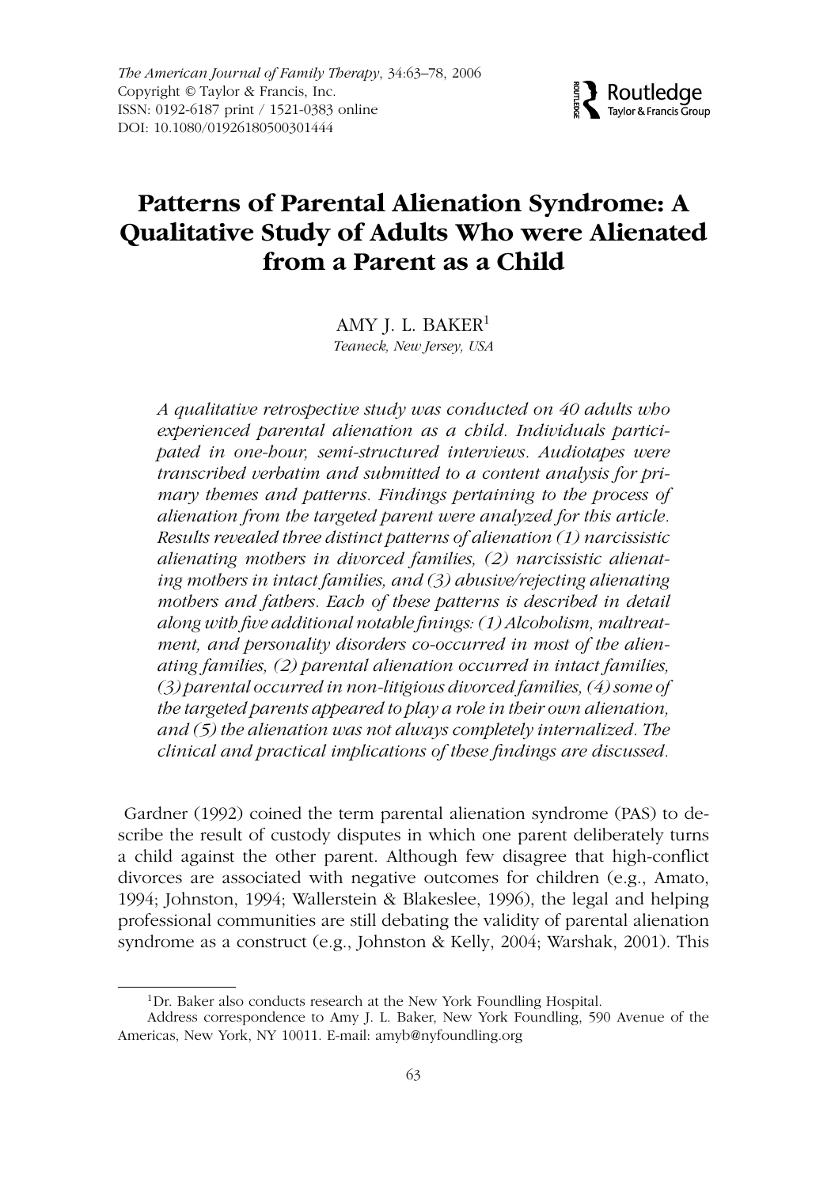*The American Journal of Family Therapy*, 34:63–78, 2006
Copyright © Taylor & Francis, Inc.
ISSN: 0192-6187 print / 1521-0383 online
DOI: 10.1080/01926180500301444

# Patterns of Parental Alienation Syndrome: A Qualitative Study of Adults Who were Alienated from a Parent as a Child

AMY J. L. BAKER[1]
*Teaneck, New Jersey, USA*

*A qualitative retrospective study was conducted on 40 adults who experienced parental alienation as a child. Individuals participated in one-hour, semi-structured interviews. Audiotapes were transcribed verbatim and submitted to a content analysis for primary themes and patterns. Findings pertaining to the process of alienation from the targeted parent were analyzed for this article. Results revealed three distinct patterns of alienation (1) narcissistic alienating mothers in divorced families, (2) narcissistic alienating mothers in intact families, and (3) abusive/rejecting alienating mothers and fathers. Each of these patterns is described in detail along with five additional notable finings: (1) Alcoholism, maltreatment, and personality disorders co-occurred in most of the alienating families, (2) parental alienation occurred in intact families, (3) parental occurred in non-litigious divorced families, (4) some of the targeted parents appeared to play a role in their own alienation, and (5) the alienation was not always completely internalized. The clinical and practical implications of these findings are discussed.*

Gardner (1992) coined the term parental alienation syndrome (PAS) to describe the result of custody disputes in which one parent deliberately turns a child against the other parent. Although few disagree that high-conflict divorces are associated with negative outcomes for children (e.g., Amato, 1994; Johnston, 1994; Wallerstein & Blakeslee, 1996), the legal and helping professional communities are still debating the validity of parental alienation syndrome as a construct (e.g., Johnston & Kelly, 2004; Warshak, 2001). This

[1] Dr. Baker also conducts research at the New York Foundling Hospital.

Address correspondence to Amy J. L. Baker, New York Foundling, 590 Avenue of the Americas, New York, NY 10011. E-mail: amyb@nyfoundling.org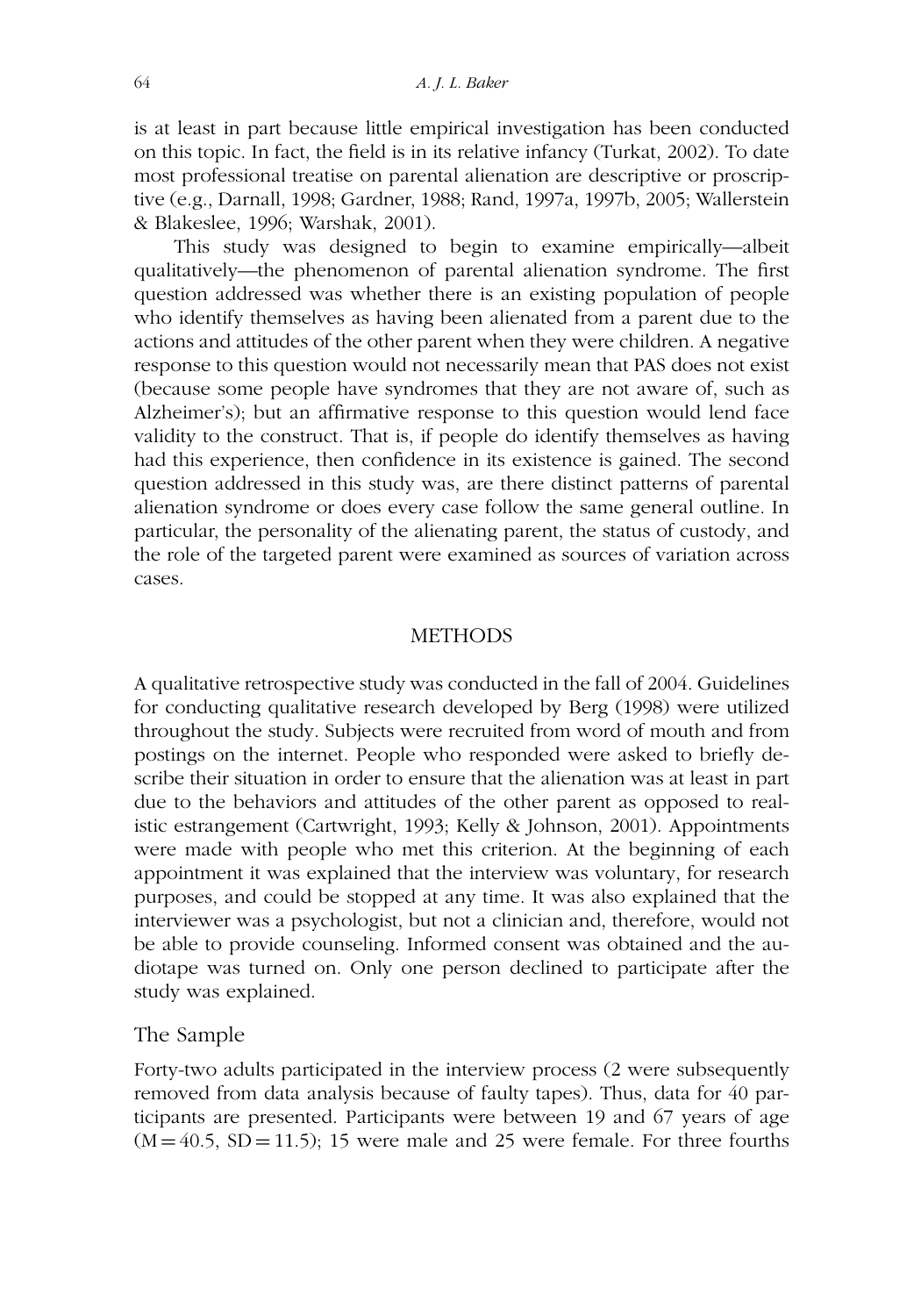is at least in part because little empirical investigation has been conducted on this topic. In fact, the field is in its relative infancy (Turkat, 2002). To date most professional treatise on parental alienation are descriptive or proscriptive (e.g., Darnall, 1998; Gardner, 1988; Rand, 1997a, 1997b, 2005; Wallerstein & Blakeslee, 1996; Warshak, 2001).

This study was designed to begin to examine empirically—albeit qualitatively—the phenomenon of parental alienation syndrome. The first question addressed was whether there is an existing population of people who identify themselves as having been alienated from a parent due to the actions and attitudes of the other parent when they were children. A negative response to this question would not necessarily mean that PAS does not exist (because some people have syndromes that they are not aware of, such as Alzheimer's); but an affirmative response to this question would lend face validity to the construct. That is, if people do identify themselves as having had this experience, then confidence in its existence is gained. The second question addressed in this study was, are there distinct patterns of parental alienation syndrome or does every case follow the same general outline. In particular, the personality of the alienating parent, the status of custody, and the role of the targeted parent were examined as sources of variation across cases.

## METHODS

A qualitative retrospective study was conducted in the fall of 2004. Guidelines for conducting qualitative research developed by Berg (1998) were utilized throughout the study. Subjects were recruited from word of mouth and from postings on the internet. People who responded were asked to briefly describe their situation in order to ensure that the alienation was at least in part due to the behaviors and attitudes of the other parent as opposed to realistic estrangement (Cartwright, 1993; Kelly & Johnson, 2001). Appointments were made with people who met this criterion. At the beginning of each appointment it was explained that the interview was voluntary, for research purposes, and could be stopped at any time. It was also explained that the interviewer was a psychologist, but not a clinician and, therefore, would not be able to provide counseling. Informed consent was obtained and the audiotape was turned on. Only one person declined to participate after the study was explained.

### The Sample

Forty-two adults participated in the interview process (2 were subsequently removed from data analysis because of faulty tapes). Thus, data for 40 participants are presented. Participants were between 19 and 67 years of age ($M = 40.5$, $SD = 11.5$); 15 were male and 25 were female. For three fourths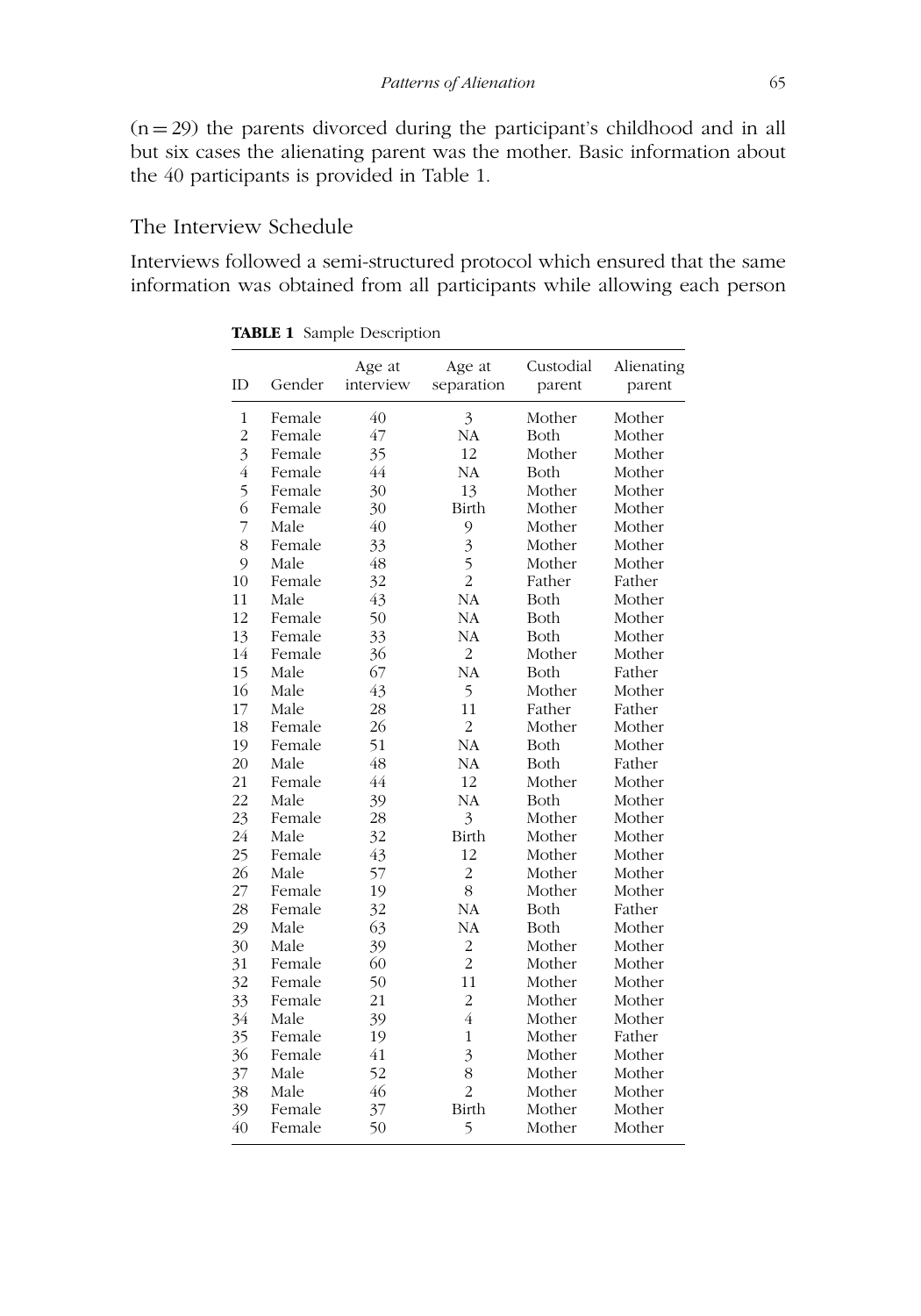(n = 29) the parents divorced during the participant's childhood and in all but six cases the alienating parent was the mother. Basic information about the 40 participants is provided in Table 1.

## The Interview Schedule

Interviews followed a semi-structured protocol which ensured that the same information was obtained from all participants while allowing each person

**TABLE 1** Sample Description

| ID | Gender | Age at interview | Age at separation | Custodial parent | Alienating parent |
|---|---|---|---|---|---|
| 1 | Female | 40 | 3 | Mother | Mother |
| 2 | Female | 47 | NA | Both | Mother |
| 3 | Female | 35 | 12 | Mother | Mother |
| 4 | Female | 44 | NA | Both | Mother |
| 5 | Female | 30 | 13 | Mother | Mother |
| 6 | Female | 30 | Birth | Mother | Mother |
| 7 | Male | 40 | 9 | Mother | Mother |
| 8 | Female | 33 | 3 | Mother | Mother |
| 9 | Male | 48 | 5 | Mother | Mother |
| 10 | Female | 32 | 2 | Father | Father |
| 11 | Male | 43 | NA | Both | Mother |
| 12 | Female | 50 | NA | Both | Mother |
| 13 | Female | 33 | NA | Both | Mother |
| 14 | Female | 36 | 2 | Mother | Mother |
| 15 | Male | 67 | NA | Both | Father |
| 16 | Male | 43 | 5 | Mother | Mother |
| 17 | Male | 28 | 11 | Father | Father |
| 18 | Female | 26 | 2 | Mother | Mother |
| 19 | Female | 51 | NA | Both | Mother |
| 20 | Male | 48 | NA | Both | Father |
| 21 | Female | 44 | 12 | Mother | Mother |
| 22 | Male | 39 | NA | Both | Mother |
| 23 | Female | 28 | 3 | Mother | Mother |
| 24 | Male | 32 | Birth | Mother | Mother |
| 25 | Female | 43 | 12 | Mother | Mother |
| 26 | Male | 57 | 2 | Mother | Mother |
| 27 | Female | 19 | 8 | Mother | Mother |
| 28 | Female | 32 | NA | Both | Father |
| 29 | Male | 63 | NA | Both | Mother |
| 30 | Male | 39 | 2 | Mother | Mother |
| 31 | Female | 60 | 2 | Mother | Mother |
| 32 | Female | 50 | 11 | Mother | Mother |
| 33 | Female | 21 | 2 | Mother | Mother |
| 34 | Male | 39 | 4 | Mother | Mother |
| 35 | Female | 19 | 1 | Mother | Father |
| 36 | Female | 41 | 3 | Mother | Mother |
| 37 | Male | 52 | 8 | Mother | Mother |
| 38 | Male | 46 | 2 | Mother | Mother |
| 39 | Female | 37 | Birth | Mother | Mother |
| 40 | Female | 50 | 5 | Mother | Mother |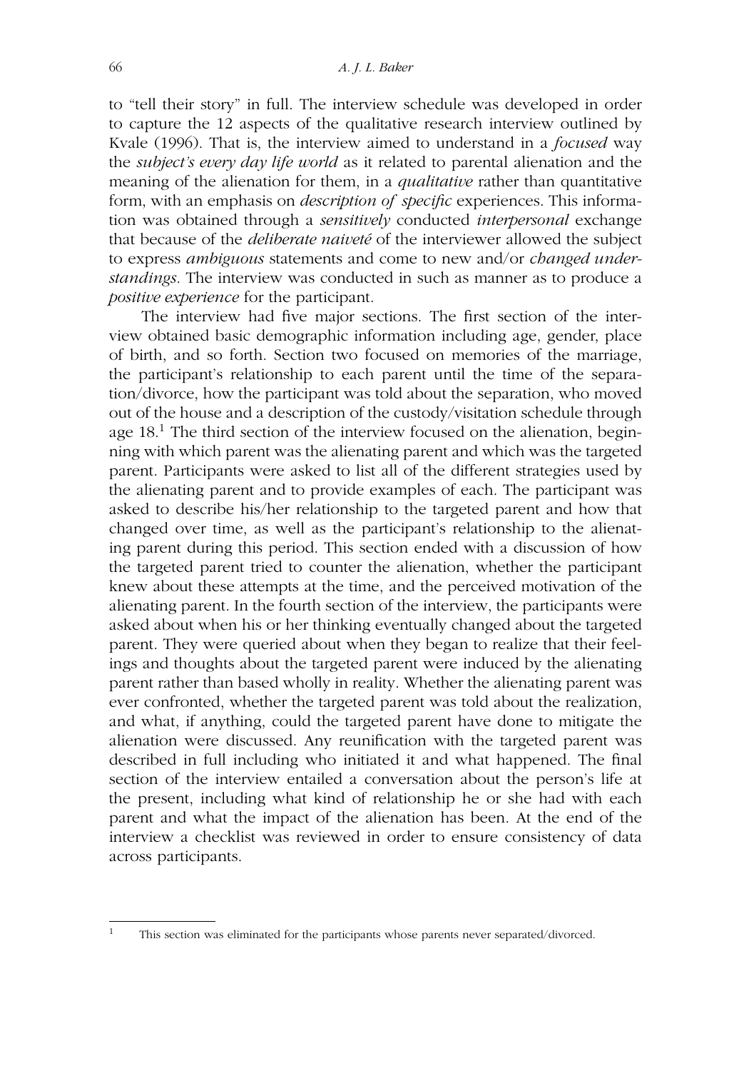to "tell their story" in full. The interview schedule was developed in order to capture the 12 aspects of the qualitative research interview outlined by Kvale (1996). That is, the interview aimed to understand in a *focused* way the *subject's every day life world* as it related to parental alienation and the meaning of the alienation for them, in a *qualitative* rather than quantitative form, with an emphasis on *description of specific* experiences. This information was obtained through a *sensitively* conducted *interpersonal* exchange that because of the *deliberate naiveté* of the interviewer allowed the subject to express *ambiguous* statements and come to new and/or *changed understandings*. The interview was conducted in such as manner as to produce a *positive experience* for the participant.

The interview had five major sections. The first section of the interview obtained basic demographic information including age, gender, place of birth, and so forth. Section two focused on memories of the marriage, the participant's relationship to each parent until the time of the separation/divorce, how the participant was told about the separation, who moved out of the house and a description of the custody/visitation schedule through age 18.[1] The third section of the interview focused on the alienation, beginning with which parent was the alienating parent and which was the targeted parent. Participants were asked to list all of the different strategies used by the alienating parent and to provide examples of each. The participant was asked to describe his/her relationship to the targeted parent and how that changed over time, as well as the participant's relationship to the alienating parent during this period. This section ended with a discussion of how the targeted parent tried to counter the alienation, whether the participant knew about these attempts at the time, and the perceived motivation of the alienating parent. In the fourth section of the interview, the participants were asked about when his or her thinking eventually changed about the targeted parent. They were queried about when they began to realize that their feelings and thoughts about the targeted parent were induced by the alienating parent rather than based wholly in reality. Whether the alienating parent was ever confronted, whether the targeted parent was told about the realization, and what, if anything, could the targeted parent have done to mitigate the alienation were discussed. Any reunification with the targeted parent was described in full including who initiated it and what happened. The final section of the interview entailed a conversation about the person's life at the present, including what kind of relationship he or she had with each parent and what the impact of the alienation has been. At the end of the interview a checklist was reviewed in order to ensure consistency of data across participants.

[1] This section was eliminated for the participants whose parents never separated/divorced.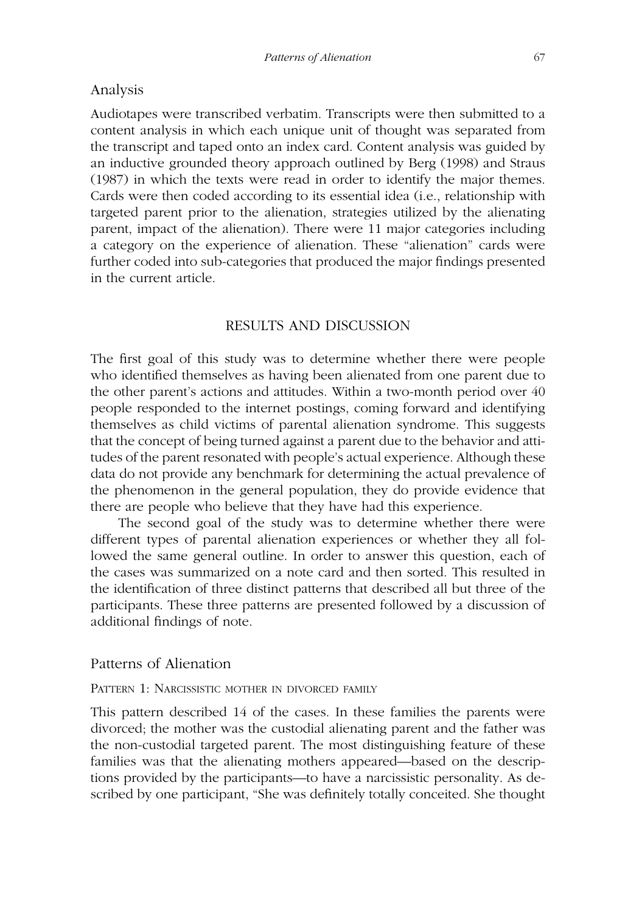## Analysis

Audiotapes were transcribed verbatim. Transcripts were then submitted to a content analysis in which each unique unit of thought was separated from the transcript and taped onto an index card. Content analysis was guided by an inductive grounded theory approach outlined by Berg (1998) and Straus (1987) in which the texts were read in order to identify the major themes. Cards were then coded according to its essential idea (i.e., relationship with targeted parent prior to the alienation, strategies utilized by the alienating parent, impact of the alienation). There were 11 major categories including a category on the experience of alienation. These "alienation" cards were further coded into sub-categories that produced the major findings presented in the current article.

# RESULTS AND DISCUSSION

The first goal of this study was to determine whether there were people who identified themselves as having been alienated from one parent due to the other parent's actions and attitudes. Within a two-month period over 40 people responded to the internet postings, coming forward and identifying themselves as child victims of parental alienation syndrome. This suggests that the concept of being turned against a parent due to the behavior and attitudes of the parent resonated with people's actual experience. Although these data do not provide any benchmark for determining the actual prevalence of the phenomenon in the general population, they do provide evidence that there are people who believe that they have had this experience.

The second goal of the study was to determine whether there were different types of parental alienation experiences or whether they all followed the same general outline. In order to answer this question, each of the cases was summarized on a note card and then sorted. This resulted in the identification of three distinct patterns that described all but three of the participants. These three patterns are presented followed by a discussion of additional findings of note.

## Patterns of Alienation

### Pattern 1: Narcissistic mother in divorced family

This pattern described 14 of the cases. In these families the parents were divorced; the mother was the custodial alienating parent and the father was the non-custodial targeted parent. The most distinguishing feature of these families was that the alienating mothers appeared—based on the descriptions provided by the participants—to have a narcissistic personality. As described by one participant, "She was definitely totally conceited. She thought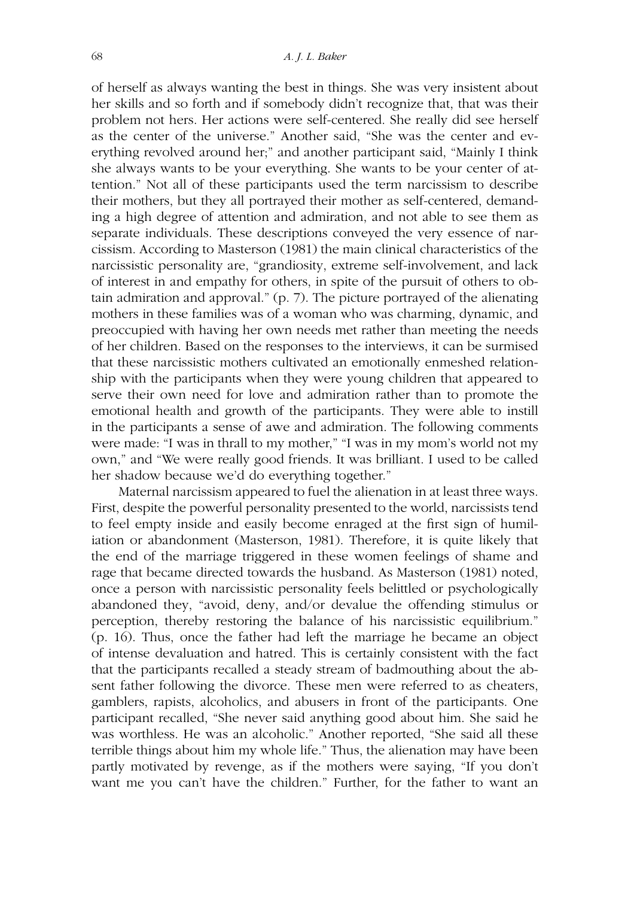of herself as always wanting the best in things. She was very insistent about her skills and so forth and if somebody didn't recognize that, that was their problem not hers. Her actions were self-centered. She really did see herself as the center of the universe." Another said, "She was the center and everything revolved around her;" and another participant said, "Mainly I think she always wants to be your everything. She wants to be your center of attention." Not all of these participants used the term narcissism to describe their mothers, but they all portrayed their mother as self-centered, demanding a high degree of attention and admiration, and not able to see them as separate individuals. These descriptions conveyed the very essence of narcissism. According to Masterson (1981) the main clinical characteristics of the narcissistic personality are, "grandiosity, extreme self-involvement, and lack of interest in and empathy for others, in spite of the pursuit of others to obtain admiration and approval." (p. 7). The picture portrayed of the alienating mothers in these families was of a woman who was charming, dynamic, and preoccupied with having her own needs met rather than meeting the needs of her children. Based on the responses to the interviews, it can be surmised that these narcissistic mothers cultivated an emotionally enmeshed relationship with the participants when they were young children that appeared to serve their own need for love and admiration rather than to promote the emotional health and growth of the participants. They were able to instill in the participants a sense of awe and admiration. The following comments were made: "I was in thrall to my mother," "I was in my mom's world not my own," and "We were really good friends. It was brilliant. I used to be called her shadow because we'd do everything together."

Maternal narcissism appeared to fuel the alienation in at least three ways. First, despite the powerful personality presented to the world, narcissists tend to feel empty inside and easily become enraged at the first sign of humiliation or abandonment (Masterson, 1981). Therefore, it is quite likely that the end of the marriage triggered in these women feelings of shame and rage that became directed towards the husband. As Masterson (1981) noted, once a person with narcissistic personality feels belittled or psychologically abandoned they, "avoid, deny, and/or devalue the offending stimulus or perception, thereby restoring the balance of his narcissistic equilibrium." (p. 16). Thus, once the father had left the marriage he became an object of intense devaluation and hatred. This is certainly consistent with the fact that the participants recalled a steady stream of badmouthing about the absent father following the divorce. These men were referred to as cheaters, gamblers, rapists, alcoholics, and abusers in front of the participants. One participant recalled, "She never said anything good about him. She said he was worthless. He was an alcoholic." Another reported, "She said all these terrible things about him my whole life." Thus, the alienation may have been partly motivated by revenge, as if the mothers were saying, "If you don't want me you can't have the children." Further, for the father to want an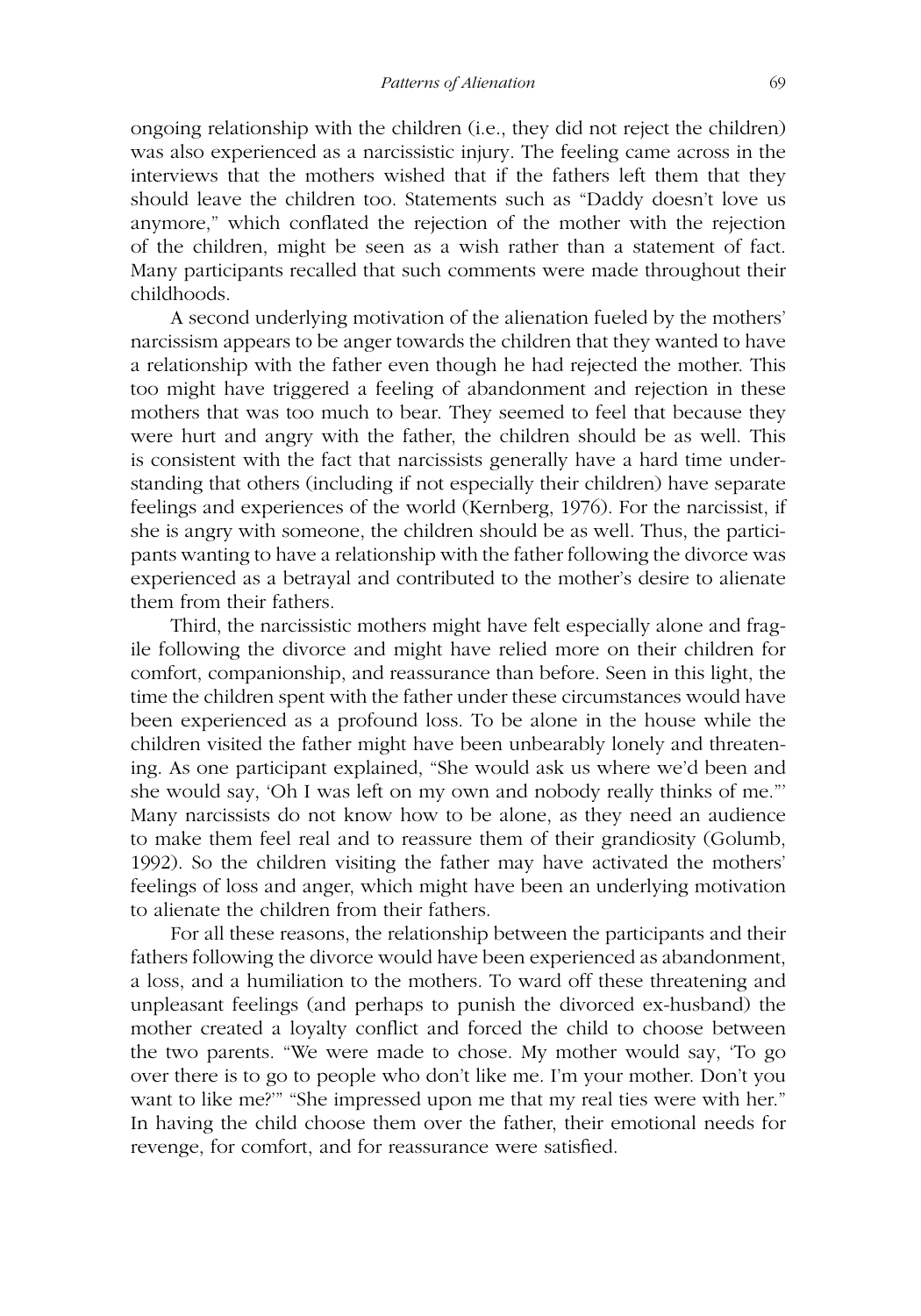ongoing relationship with the children (i.e., they did not reject the children) was also experienced as a narcissistic injury. The feeling came across in the interviews that the mothers wished that if the fathers left them that they should leave the children too. Statements such as "Daddy doesn't love us anymore," which conflated the rejection of the mother with the rejection of the children, might be seen as a wish rather than a statement of fact. Many participants recalled that such comments were made throughout their childhoods.

A second underlying motivation of the alienation fueled by the mothers' narcissism appears to be anger towards the children that they wanted to have a relationship with the father even though he had rejected the mother. This too might have triggered a feeling of abandonment and rejection in these mothers that was too much to bear. They seemed to feel that because they were hurt and angry with the father, the children should be as well. This is consistent with the fact that narcissists generally have a hard time understanding that others (including if not especially their children) have separate feelings and experiences of the world (Kernberg, 1976). For the narcissist, if she is angry with someone, the children should be as well. Thus, the participants wanting to have a relationship with the father following the divorce was experienced as a betrayal and contributed to the mother's desire to alienate them from their fathers.

Third, the narcissistic mothers might have felt especially alone and fragile following the divorce and might have relied more on their children for comfort, companionship, and reassurance than before. Seen in this light, the time the children spent with the father under these circumstances would have been experienced as a profound loss. To be alone in the house while the children visited the father might have been unbearably lonely and threatening. As one participant explained, "She would ask us where we'd been and she would say, 'Oh I was left on my own and nobody really thinks of me."' Many narcissists do not know how to be alone, as they need an audience to make them feel real and to reassure them of their grandiosity (Golumb, 1992). So the children visiting the father may have activated the mothers' feelings of loss and anger, which might have been an underlying motivation to alienate the children from their fathers.

For all these reasons, the relationship between the participants and their fathers following the divorce would have been experienced as abandonment, a loss, and a humiliation to the mothers. To ward off these threatening and unpleasant feelings (and perhaps to punish the divorced ex-husband) the mother created a loyalty conflict and forced the child to choose between the two parents. "We were made to chose. My mother would say, 'To go over there is to go to people who don't like me. I'm your mother. Don't you want to like me?'" "She impressed upon me that my real ties were with her." In having the child choose them over the father, their emotional needs for revenge, for comfort, and for reassurance were satisfied.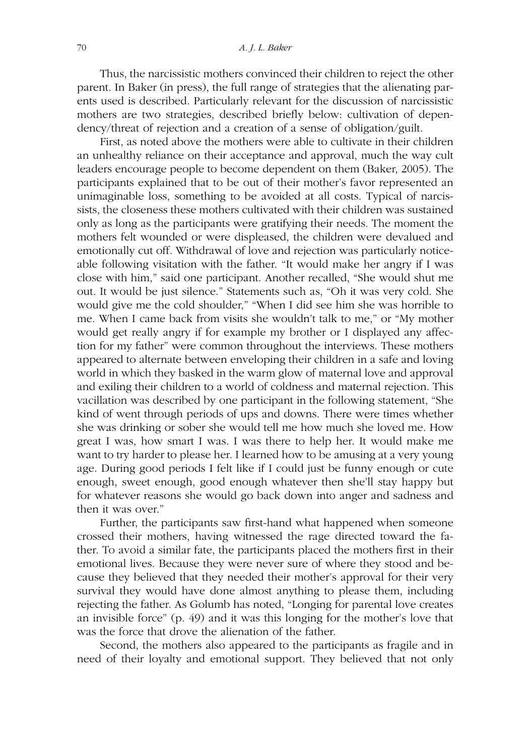Thus, the narcissistic mothers convinced their children to reject the other parent. In Baker (in press), the full range of strategies that the alienating parents used is described. Particularly relevant for the discussion of narcissistic mothers are two strategies, described briefly below: cultivation of dependency/threat of rejection and a creation of a sense of obligation/guilt.

First, as noted above the mothers were able to cultivate in their children an unhealthy reliance on their acceptance and approval, much the way cult leaders encourage people to become dependent on them (Baker, 2005). The participants explained that to be out of their mother's favor represented an unimaginable loss, something to be avoided at all costs. Typical of narcissists, the closeness these mothers cultivated with their children was sustained only as long as the participants were gratifying their needs. The moment the mothers felt wounded or were displeased, the children were devalued and emotionally cut off. Withdrawal of love and rejection was particularly noticeable following visitation with the father. "It would make her angry if I was close with him," said one participant. Another recalled, "She would shut me out. It would be just silence." Statements such as, "Oh it was very cold. She would give me the cold shoulder," "When I did see him she was horrible to me. When I came back from visits she wouldn't talk to me," or "My mother would get really angry if for example my brother or I displayed any affection for my father" were common throughout the interviews. These mothers appeared to alternate between enveloping their children in a safe and loving world in which they basked in the warm glow of maternal love and approval and exiling their children to a world of coldness and maternal rejection. This vacillation was described by one participant in the following statement, "She kind of went through periods of ups and downs. There were times whether she was drinking or sober she would tell me how much she loved me. How great I was, how smart I was. I was there to help her. It would make me want to try harder to please her. I learned how to be amusing at a very young age. During good periods I felt like if I could just be funny enough or cute enough, sweet enough, good enough whatever then she'll stay happy but for whatever reasons she would go back down into anger and sadness and then it was over."

Further, the participants saw first-hand what happened when someone crossed their mothers, having witnessed the rage directed toward the father. To avoid a similar fate, the participants placed the mothers first in their emotional lives. Because they were never sure of where they stood and because they believed that they needed their mother's approval for their very survival they would have done almost anything to please them, including rejecting the father. As Golumb has noted, "Longing for parental love creates an invisible force" (p. 49) and it was this longing for the mother's love that was the force that drove the alienation of the father.

Second, the mothers also appeared to the participants as fragile and in need of their loyalty and emotional support. They believed that not only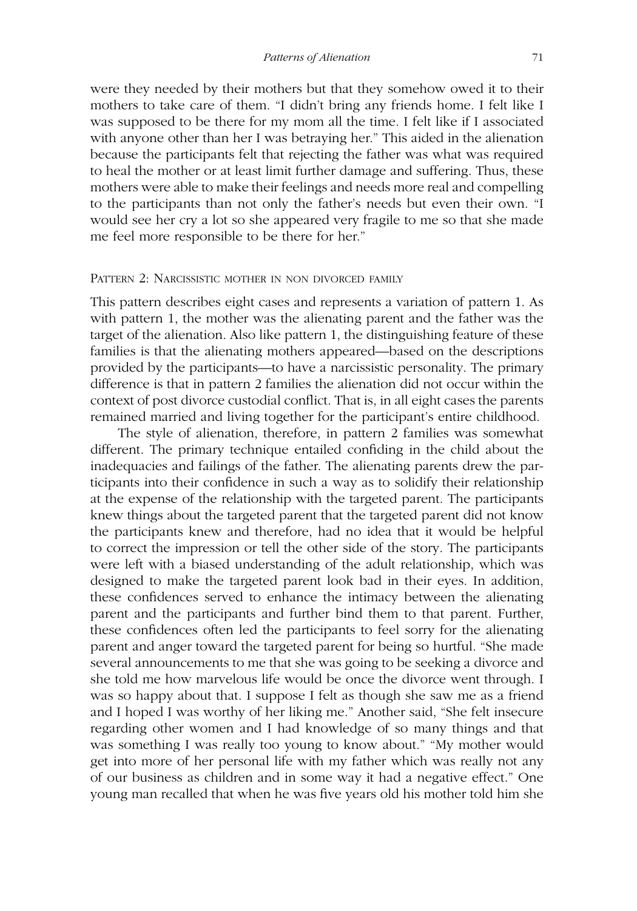were they needed by their mothers but that they somehow owed it to their mothers to take care of them. "I didn't bring any friends home. I felt like I was supposed to be there for my mom all the time. I felt like if I associated with anyone other than her I was betraying her." This aided in the alienation because the participants felt that rejecting the father was what was required to heal the mother or at least limit further damage and suffering. Thus, these mothers were able to make their feelings and needs more real and compelling to the participants than not only the father's needs but even their own. "I would see her cry a lot so she appeared very fragile to me so that she made me feel more responsible to be there for her."

### Pattern 2: Narcissistic mother in non divorced family

This pattern describes eight cases and represents a variation of pattern 1. As with pattern 1, the mother was the alienating parent and the father was the target of the alienation. Also like pattern 1, the distinguishing feature of these families is that the alienating mothers appeared—based on the descriptions provided by the participants—to have a narcissistic personality. The primary difference is that in pattern 2 families the alienation did not occur within the context of post divorce custodial conflict. That is, in all eight cases the parents remained married and living together for the participant's entire childhood.

The style of alienation, therefore, in pattern 2 families was somewhat different. The primary technique entailed confiding in the child about the inadequacies and failings of the father. The alienating parents drew the participants into their confidence in such a way as to solidify their relationship at the expense of the relationship with the targeted parent. The participants knew things about the targeted parent that the targeted parent did not know the participants knew and therefore, had no idea that it would be helpful to correct the impression or tell the other side of the story. The participants were left with a biased understanding of the adult relationship, which was designed to make the targeted parent look bad in their eyes. In addition, these confidences served to enhance the intimacy between the alienating parent and the participants and further bind them to that parent. Further, these confidences often led the participants to feel sorry for the alienating parent and anger toward the targeted parent for being so hurtful. "She made several announcements to me that she was going to be seeking a divorce and she told me how marvelous life would be once the divorce went through. I was so happy about that. I suppose I felt as though she saw me as a friend and I hoped I was worthy of her liking me." Another said, "She felt insecure regarding other women and I had knowledge of so many things and that was something I was really too young to know about." "My mother would get into more of her personal life with my father which was really not any of our business as children and in some way it had a negative effect." One young man recalled that when he was five years old his mother told him she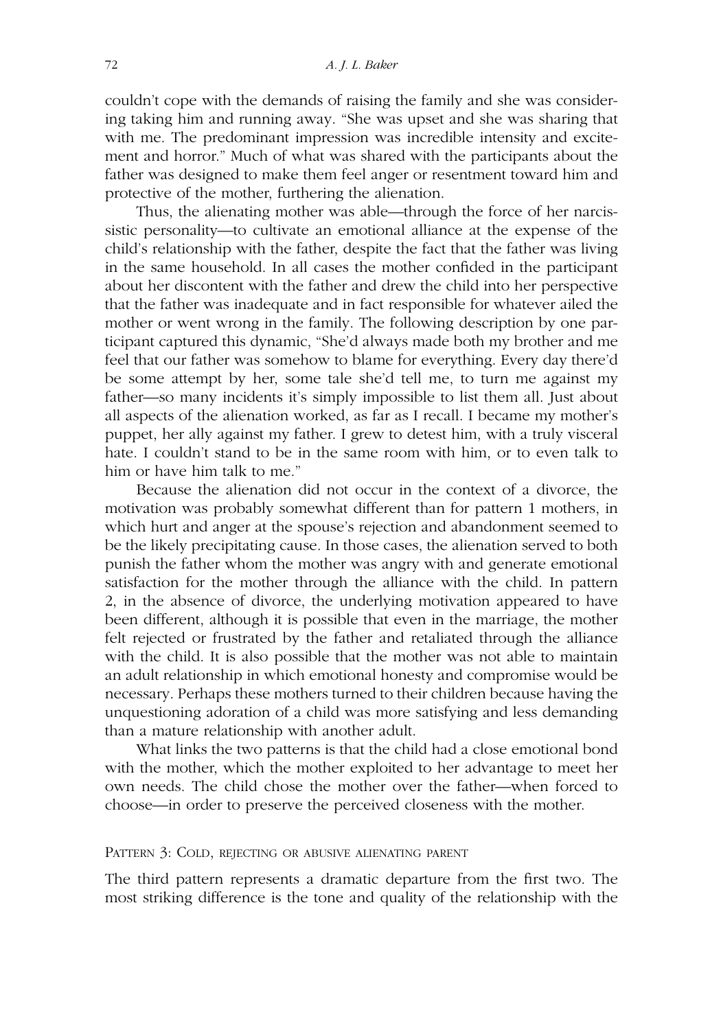couldn't cope with the demands of raising the family and she was considering taking him and running away. "She was upset and she was sharing that with me. The predominant impression was incredible intensity and excitement and horror." Much of what was shared with the participants about the father was designed to make them feel anger or resentment toward him and protective of the mother, furthering the alienation.

Thus, the alienating mother was able—through the force of her narcissistic personality—to cultivate an emotional alliance at the expense of the child's relationship with the father, despite the fact that the father was living in the same household. In all cases the mother confided in the participant about her discontent with the father and drew the child into her perspective that the father was inadequate and in fact responsible for whatever ailed the mother or went wrong in the family. The following description by one participant captured this dynamic, "She'd always made both my brother and me feel that our father was somehow to blame for everything. Every day there'd be some attempt by her, some tale she'd tell me, to turn me against my father—so many incidents it's simply impossible to list them all. Just about all aspects of the alienation worked, as far as I recall. I became my mother's puppet, her ally against my father. I grew to detest him, with a truly visceral hate. I couldn't stand to be in the same room with him, or to even talk to him or have him talk to me."

Because the alienation did not occur in the context of a divorce, the motivation was probably somewhat different than for pattern 1 mothers, in which hurt and anger at the spouse's rejection and abandonment seemed to be the likely precipitating cause. In those cases, the alienation served to both punish the father whom the mother was angry with and generate emotional satisfaction for the mother through the alliance with the child. In pattern 2, in the absence of divorce, the underlying motivation appeared to have been different, although it is possible that even in the marriage, the mother felt rejected or frustrated by the father and retaliated through the alliance with the child. It is also possible that the mother was not able to maintain an adult relationship in which emotional honesty and compromise would be necessary. Perhaps these mothers turned to their children because having the unquestioning adoration of a child was more satisfying and less demanding than a mature relationship with another adult.

What links the two patterns is that the child had a close emotional bond with the mother, which the mother exploited to her advantage to meet her own needs. The child chose the mother over the father—when forced to choose—in order to preserve the perceived closeness with the mother.

### Pattern 3: Cold, rejecting or abusive alienating parent

The third pattern represents a dramatic departure from the first two. The most striking difference is the tone and quality of the relationship with the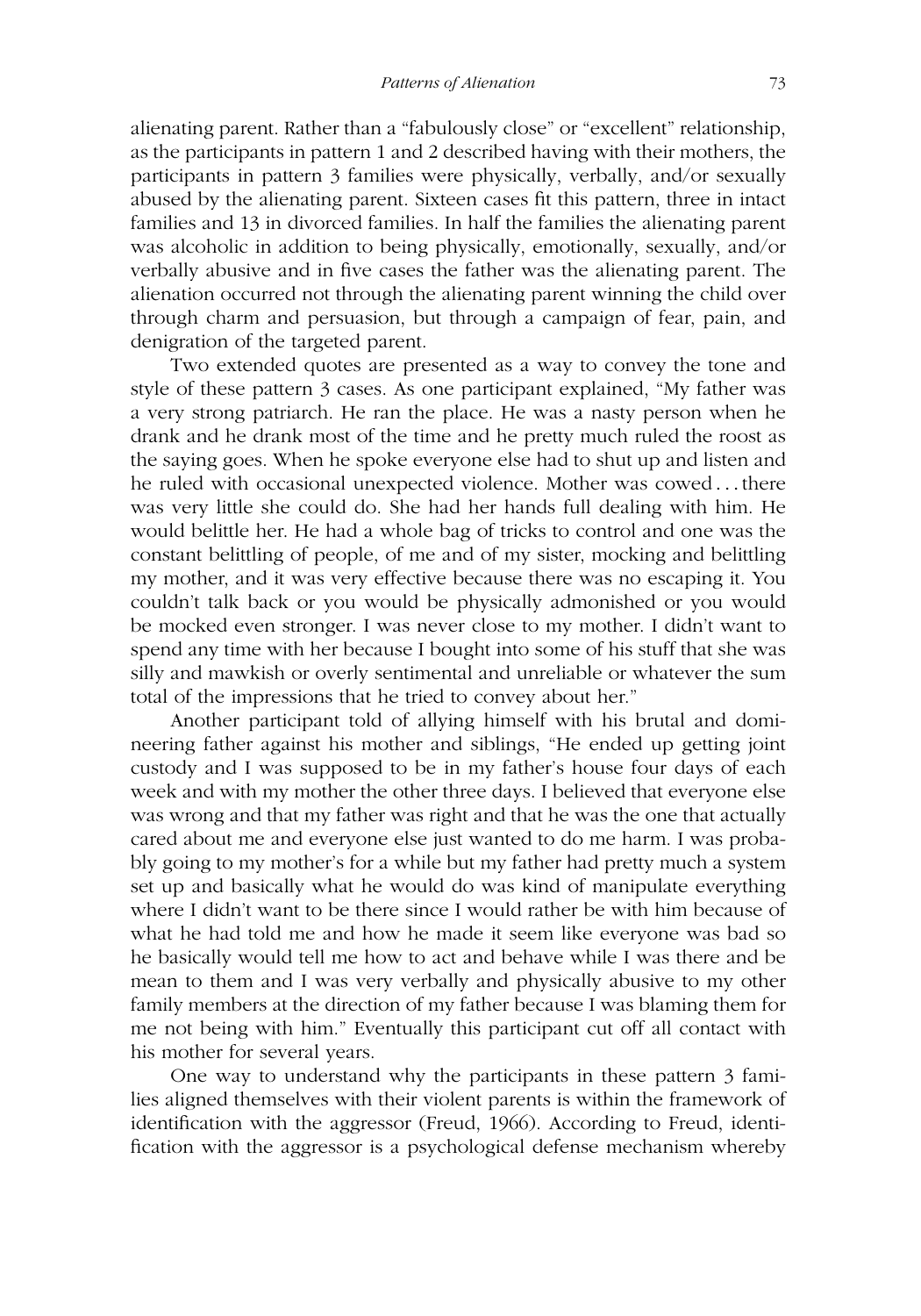alienating parent. Rather than a "fabulously close" or "excellent" relationship, as the participants in pattern 1 and 2 described having with their mothers, the participants in pattern 3 families were physically, verbally, and/or sexually abused by the alienating parent. Sixteen cases fit this pattern, three in intact families and 13 in divorced families. In half the families the alienating parent was alcoholic in addition to being physically, emotionally, sexually, and/or verbally abusive and in five cases the father was the alienating parent. The alienation occurred not through the alienating parent winning the child over through charm and persuasion, but through a campaign of fear, pain, and denigration of the targeted parent.

Two extended quotes are presented as a way to convey the tone and style of these pattern 3 cases. As one participant explained, "My father was a very strong patriarch. He ran the place. He was a nasty person when he drank and he drank most of the time and he pretty much ruled the roost as the saying goes. When he spoke everyone else had to shut up and listen and he ruled with occasional unexpected violence. Mother was cowed . . . there was very little she could do. She had her hands full dealing with him. He would belittle her. He had a whole bag of tricks to control and one was the constant belittling of people, of me and of my sister, mocking and belittling my mother, and it was very effective because there was no escaping it. You couldn't talk back or you would be physically admonished or you would be mocked even stronger. I was never close to my mother. I didn't want to spend any time with her because I bought into some of his stuff that she was silly and mawkish or overly sentimental and unreliable or whatever the sum total of the impressions that he tried to convey about her."

Another participant told of allying himself with his brutal and domineering father against his mother and siblings, "He ended up getting joint custody and I was supposed to be in my father's house four days of each week and with my mother the other three days. I believed that everyone else was wrong and that my father was right and that he was the one that actually cared about me and everyone else just wanted to do me harm. I was probably going to my mother's for a while but my father had pretty much a system set up and basically what he would do was kind of manipulate everything where I didn't want to be there since I would rather be with him because of what he had told me and how he made it seem like everyone was bad so he basically would tell me how to act and behave while I was there and be mean to them and I was very verbally and physically abusive to my other family members at the direction of my father because I was blaming them for me not being with him." Eventually this participant cut off all contact with his mother for several years.

One way to understand why the participants in these pattern 3 families aligned themselves with their violent parents is within the framework of identification with the aggressor (Freud, 1966). According to Freud, identification with the aggressor is a psychological defense mechanism whereby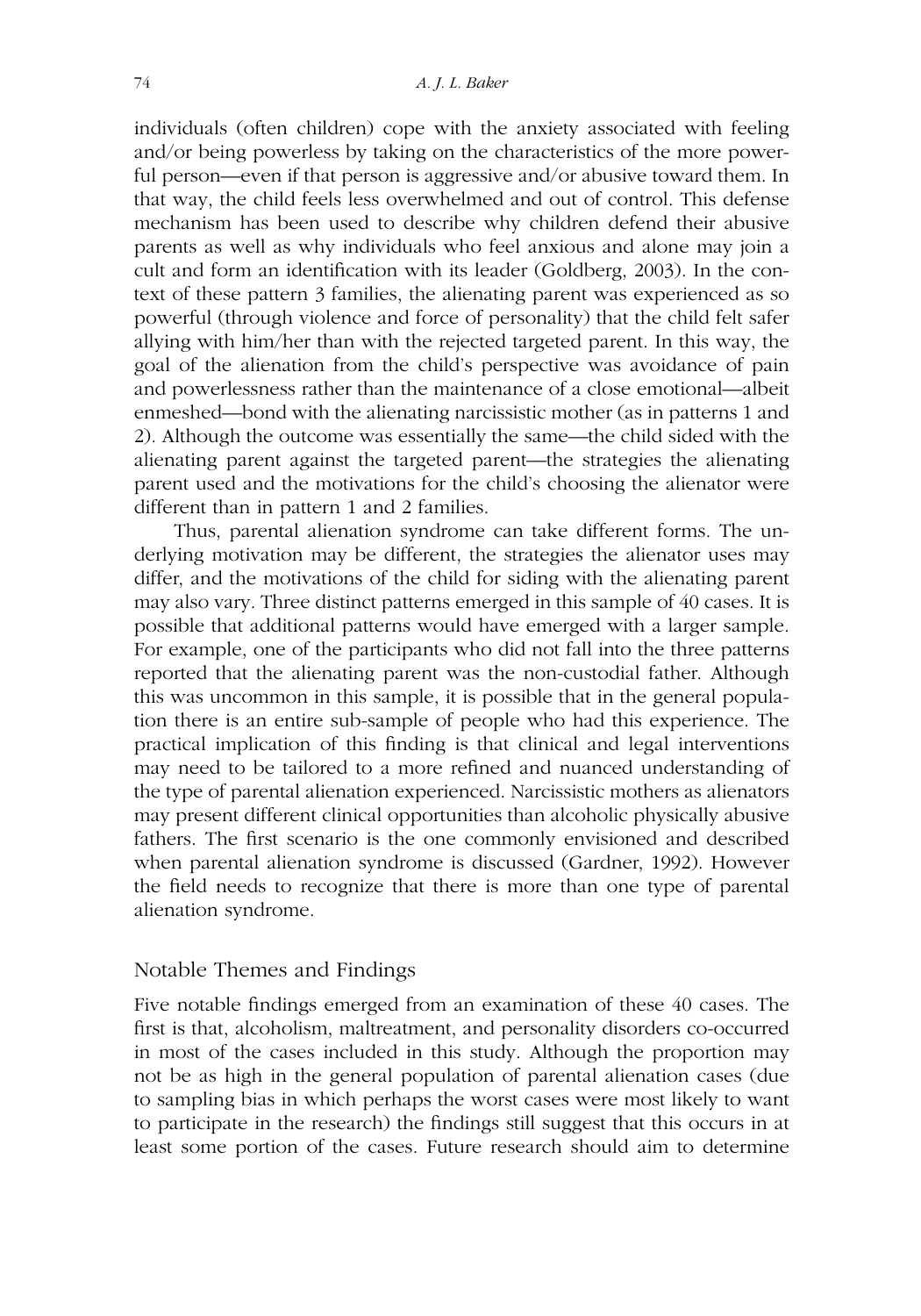individuals (often children) cope with the anxiety associated with feeling and/or being powerless by taking on the characteristics of the more powerful person—even if that person is aggressive and/or abusive toward them. In that way, the child feels less overwhelmed and out of control. This defense mechanism has been used to describe why children defend their abusive parents as well as why individuals who feel anxious and alone may join a cult and form an identification with its leader (Goldberg, 2003). In the context of these pattern 3 families, the alienating parent was experienced as so powerful (through violence and force of personality) that the child felt safer allying with him/her than with the rejected targeted parent. In this way, the goal of the alienation from the child's perspective was avoidance of pain and powerlessness rather than the maintenance of a close emotional—albeit enmeshed—bond with the alienating narcissistic mother (as in patterns 1 and 2). Although the outcome was essentially the same—the child sided with the alienating parent against the targeted parent—the strategies the alienating parent used and the motivations for the child's choosing the alienator were different than in pattern 1 and 2 families.

Thus, parental alienation syndrome can take different forms. The underlying motivation may be different, the strategies the alienator uses may differ, and the motivations of the child for siding with the alienating parent may also vary. Three distinct patterns emerged in this sample of 40 cases. It is possible that additional patterns would have emerged with a larger sample. For example, one of the participants who did not fall into the three patterns reported that the alienating parent was the non-custodial father. Although this was uncommon in this sample, it is possible that in the general population there is an entire sub-sample of people who had this experience. The practical implication of this finding is that clinical and legal interventions may need to be tailored to a more refined and nuanced understanding of the type of parental alienation experienced. Narcissistic mothers as alienators may present different clinical opportunities than alcoholic physically abusive fathers. The first scenario is the one commonly envisioned and described when parental alienation syndrome is discussed (Gardner, 1992). However the field needs to recognize that there is more than one type of parental alienation syndrome.

## Notable Themes and Findings

Five notable findings emerged from an examination of these 40 cases. The first is that, alcoholism, maltreatment, and personality disorders co-occurred in most of the cases included in this study. Although the proportion may not be as high in the general population of parental alienation cases (due to sampling bias in which perhaps the worst cases were most likely to want to participate in the research) the findings still suggest that this occurs in at least some portion of the cases. Future research should aim to determine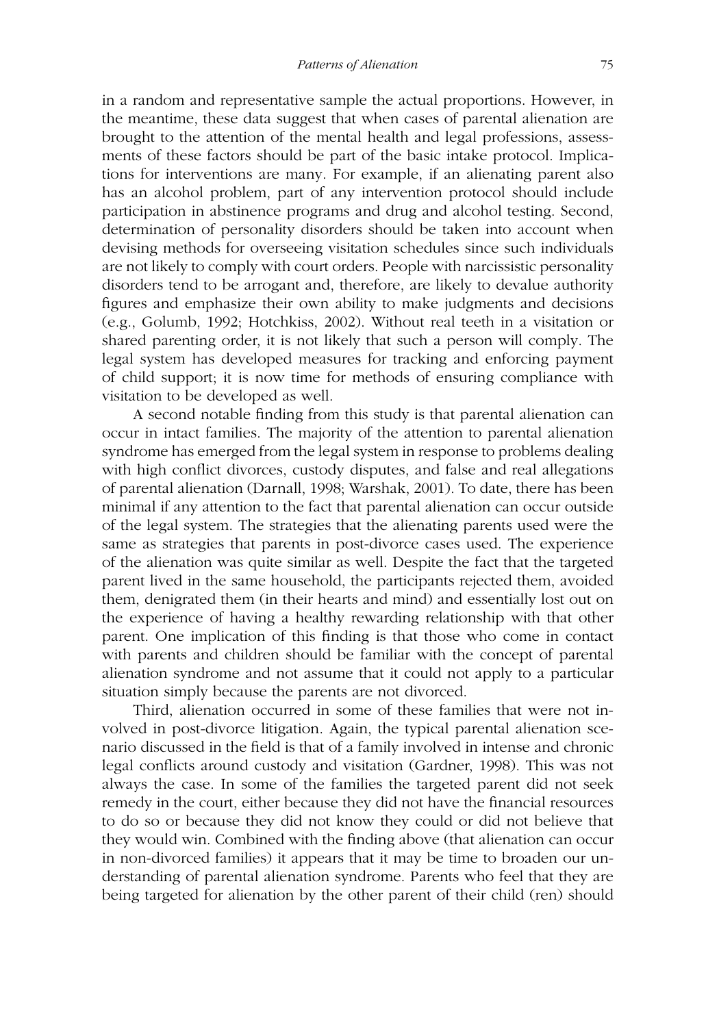in a random and representative sample the actual proportions. However, in the meantime, these data suggest that when cases of parental alienation are brought to the attention of the mental health and legal professions, assessments of these factors should be part of the basic intake protocol. Implications for interventions are many. For example, if an alienating parent also has an alcohol problem, part of any intervention protocol should include participation in abstinence programs and drug and alcohol testing. Second, determination of personality disorders should be taken into account when devising methods for overseeing visitation schedules since such individuals are not likely to comply with court orders. People with narcissistic personality disorders tend to be arrogant and, therefore, are likely to devalue authority figures and emphasize their own ability to make judgments and decisions (e.g., Golumb, 1992; Hotchkiss, 2002). Without real teeth in a visitation or shared parenting order, it is not likely that such a person will comply. The legal system has developed measures for tracking and enforcing payment of child support; it is now time for methods of ensuring compliance with visitation to be developed as well.

A second notable finding from this study is that parental alienation can occur in intact families. The majority of the attention to parental alienation syndrome has emerged from the legal system in response to problems dealing with high conflict divorces, custody disputes, and false and real allegations of parental alienation (Darnall, 1998; Warshak, 2001). To date, there has been minimal if any attention to the fact that parental alienation can occur outside of the legal system. The strategies that the alienating parents used were the same as strategies that parents in post-divorce cases used. The experience of the alienation was quite similar as well. Despite the fact that the targeted parent lived in the same household, the participants rejected them, avoided them, denigrated them (in their hearts and mind) and essentially lost out on the experience of having a healthy rewarding relationship with that other parent. One implication of this finding is that those who come in contact with parents and children should be familiar with the concept of parental alienation syndrome and not assume that it could not apply to a particular situation simply because the parents are not divorced.

Third, alienation occurred in some of these families that were not involved in post-divorce litigation. Again, the typical parental alienation scenario discussed in the field is that of a family involved in intense and chronic legal conflicts around custody and visitation (Gardner, 1998). This was not always the case. In some of the families the targeted parent did not seek remedy in the court, either because they did not have the financial resources to do so or because they did not know they could or did not believe that they would win. Combined with the finding above (that alienation can occur in non-divorced families) it appears that it may be time to broaden our understanding of parental alienation syndrome. Parents who feel that they are being targeted for alienation by the other parent of their child (ren) should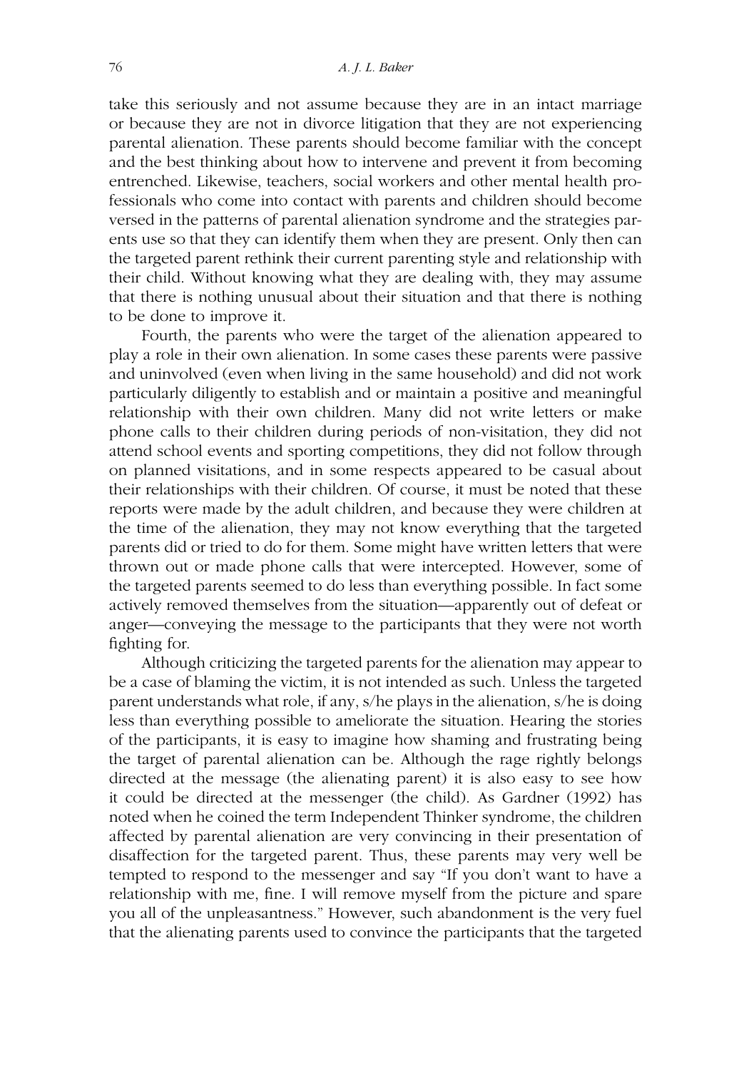take this seriously and not assume because they are in an intact marriage or because they are not in divorce litigation that they are not experiencing parental alienation. These parents should become familiar with the concept and the best thinking about how to intervene and prevent it from becoming entrenched. Likewise, teachers, social workers and other mental health professionals who come into contact with parents and children should become versed in the patterns of parental alienation syndrome and the strategies parents use so that they can identify them when they are present. Only then can the targeted parent rethink their current parenting style and relationship with their child. Without knowing what they are dealing with, they may assume that there is nothing unusual about their situation and that there is nothing to be done to improve it.

Fourth, the parents who were the target of the alienation appeared to play a role in their own alienation. In some cases these parents were passive and uninvolved (even when living in the same household) and did not work particularly diligently to establish and or maintain a positive and meaningful relationship with their own children. Many did not write letters or make phone calls to their children during periods of non-visitation, they did not attend school events and sporting competitions, they did not follow through on planned visitations, and in some respects appeared to be casual about their relationships with their children. Of course, it must be noted that these reports were made by the adult children, and because they were children at the time of the alienation, they may not know everything that the targeted parents did or tried to do for them. Some might have written letters that were thrown out or made phone calls that were intercepted. However, some of the targeted parents seemed to do less than everything possible. In fact some actively removed themselves from the situation—apparently out of defeat or anger—conveying the message to the participants that they were not worth fighting for.

Although criticizing the targeted parents for the alienation may appear to be a case of blaming the victim, it is not intended as such. Unless the targeted parent understands what role, if any, s/he plays in the alienation, s/he is doing less than everything possible to ameliorate the situation. Hearing the stories of the participants, it is easy to imagine how shaming and frustrating being the target of parental alienation can be. Although the rage rightly belongs directed at the message (the alienating parent) it is also easy to see how it could be directed at the messenger (the child). As Gardner (1992) has noted when he coined the term Independent Thinker syndrome, the children affected by parental alienation are very convincing in their presentation of disaffection for the targeted parent. Thus, these parents may very well be tempted to respond to the messenger and say "If you don't want to have a relationship with me, fine. I will remove myself from the picture and spare you all of the unpleasantness." However, such abandonment is the very fuel that the alienating parents used to convince the participants that the targeted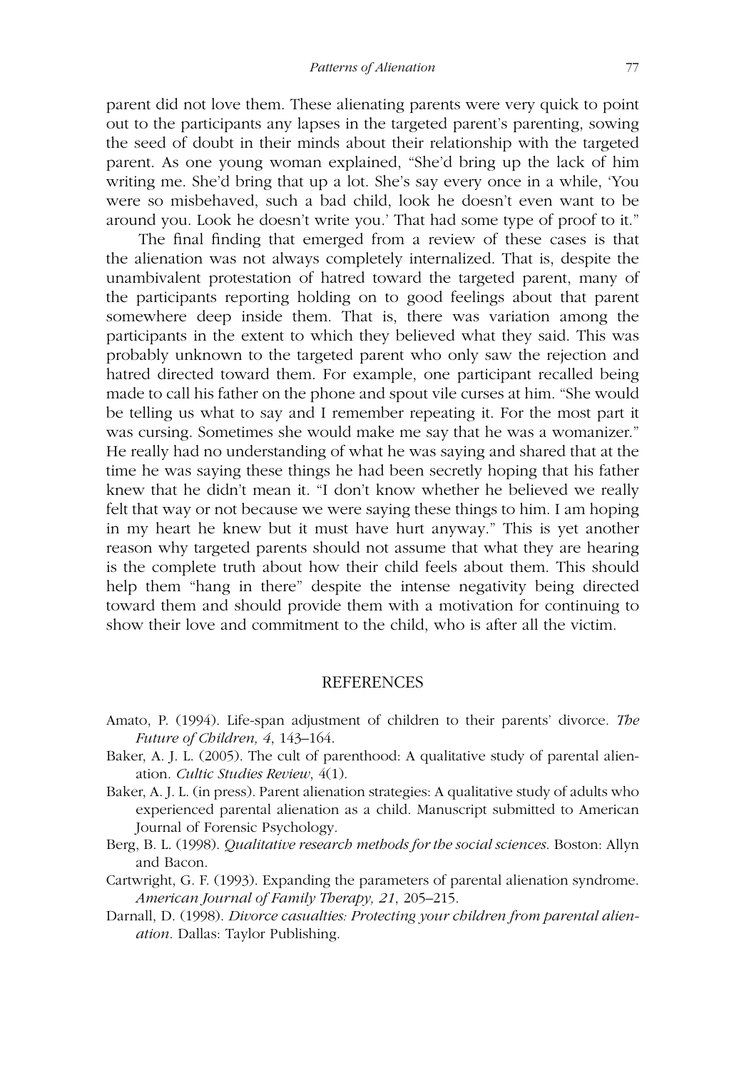parent did not love them. These alienating parents were very quick to point out to the participants any lapses in the targeted parent's parenting, sowing the seed of doubt in their minds about their relationship with the targeted parent. As one young woman explained, "She'd bring up the lack of him writing me. She'd bring that up a lot. She's say every once in a while, 'You were so misbehaved, such a bad child, look he doesn't even want to be around you. Look he doesn't write you.' That had some type of proof to it."

The final finding that emerged from a review of these cases is that the alienation was not always completely internalized. That is, despite the unambivalent protestation of hatred toward the targeted parent, many of the participants reporting holding on to good feelings about that parent somewhere deep inside them. That is, there was variation among the participants in the extent to which they believed what they said. This was probably unknown to the targeted parent who only saw the rejection and hatred directed toward them. For example, one participant recalled being made to call his father on the phone and spout vile curses at him. "She would be telling us what to say and I remember repeating it. For the most part it was cursing. Sometimes she would make me say that he was a womanizer." He really had no understanding of what he was saying and shared that at the time he was saying these things he had been secretly hoping that his father knew that he didn't mean it. "I don't know whether he believed we really felt that way or not because we were saying these things to him. I am hoping in my heart he knew but it must have hurt anyway." This is yet another reason why targeted parents should not assume that what they are hearing is the complete truth about how their child feels about them. This should help them "hang in there" despite the intense negativity being directed toward them and should provide them with a motivation for continuing to show their love and commitment to the child, who is after all the victim.

## REFERENCES

Amato, P. (1994). Life-span adjustment of children to their parents' divorce. *The Future of Children, 4*, 143–164.

Baker, A. J. L. (2005). The cult of parenthood: A qualitative study of parental alienation. *Cultic Studies Review*, 4(1).

Baker, A. J. L. (in press). Parent alienation strategies: A qualitative study of adults who experienced parental alienation as a child. Manuscript submitted to American Journal of Forensic Psychology.

Berg, B. L. (1998). *Qualitative research methods for the social sciences*. Boston: Allyn and Bacon.

Cartwright, G. F. (1993). Expanding the parameters of parental alienation syndrome. *American Journal of Family Therapy, 21*, 205–215.

Darnall, D. (1998). *Divorce casualties: Protecting your children from parental alienation*. Dallas: Taylor Publishing.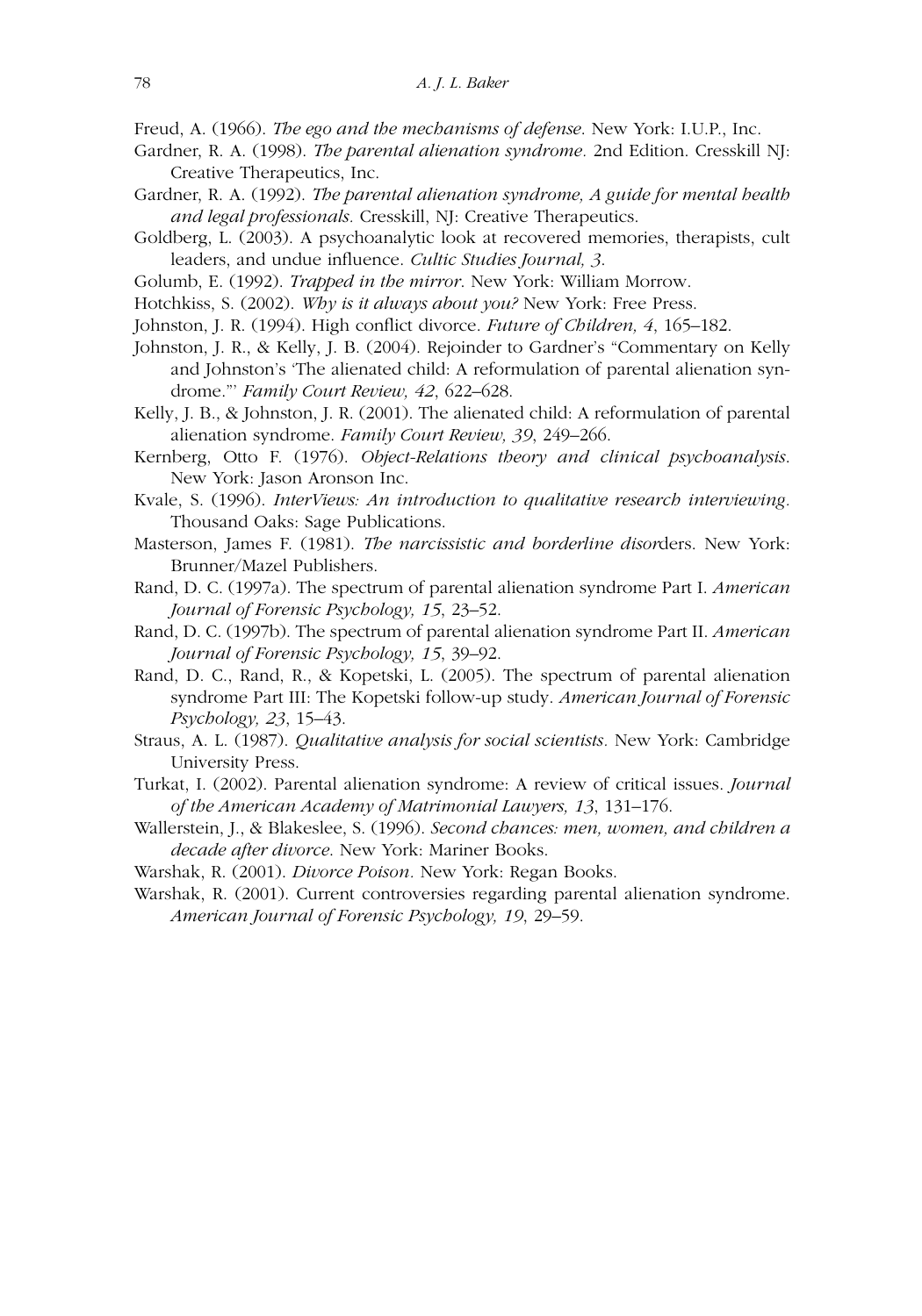Freud, A. (1966). *The ego and the mechanisms of defense*. New York: I.U.P., Inc.

Gardner, R. A. (1998). *The parental alienation syndrome.* 2nd Edition. Cresskill NJ: Creative Therapeutics, Inc.

Gardner, R. A. (1992). *The parental alienation syndrome, A guide for mental health and legal professionals.* Cresskill, NJ: Creative Therapeutics.

Goldberg, L. (2003). A psychoanalytic look at recovered memories, therapists, cult leaders, and undue influence. *Cultic Studies Journal, 3*.

Golumb, E. (1992). *Trapped in the mirror*. New York: William Morrow.

Hotchkiss, S. (2002). *Why is it always about you?* New York: Free Press.

Johnston, J. R. (1994). High conflict divorce. *Future of Children, 4*, 165–182.

Johnston, J. R., & Kelly, J. B. (2004). Rejoinder to Gardner's "Commentary on Kelly and Johnston's 'The alienated child: A reformulation of parental alienation syndrome."' *Family Court Review, 42*, 622–628.

Kelly, J. B., & Johnston, J. R. (2001). The alienated child: A reformulation of parental alienation syndrome. *Family Court Review, 39*, 249–266.

Kernberg, Otto F. (1976). *Object-Relations theory and clinical psychoanalysis*. New York: Jason Aronson Inc.

Kvale, S. (1996). *InterViews: An introduction to qualitative research interviewing*. Thousand Oaks: Sage Publications.

Masterson, James F. (1981). *The narcissistic and borderline disor*ders. New York: Brunner/Mazel Publishers.

Rand, D. C. (1997a). The spectrum of parental alienation syndrome Part I. *American Journal of Forensic Psychology, 15*, 23–52.

Rand, D. C. (1997b). The spectrum of parental alienation syndrome Part II. *American Journal of Forensic Psychology, 15*, 39–92.

Rand, D. C., Rand, R., & Kopetski, L. (2005). The spectrum of parental alienation syndrome Part III: The Kopetski follow-up study. *American Journal of Forensic Psychology, 23*, 15–43.

Straus, A. L. (1987). *Qualitative analysis for social scientists*. New York: Cambridge University Press.

Turkat, I. (2002). Parental alienation syndrome: A review of critical issues. *Journal of the American Academy of Matrimonial Lawyers, 13*, 131–176.

Wallerstein, J., & Blakeslee, S. (1996). *Second chances: men, women, and children a decade after divorce.* New York: Mariner Books.

Warshak, R. (2001). *Divorce Poison*. New York: Regan Books.

Warshak, R. (2001). Current controversies regarding parental alienation syndrome. *American Journal of Forensic Psychology, 19*, 29–59.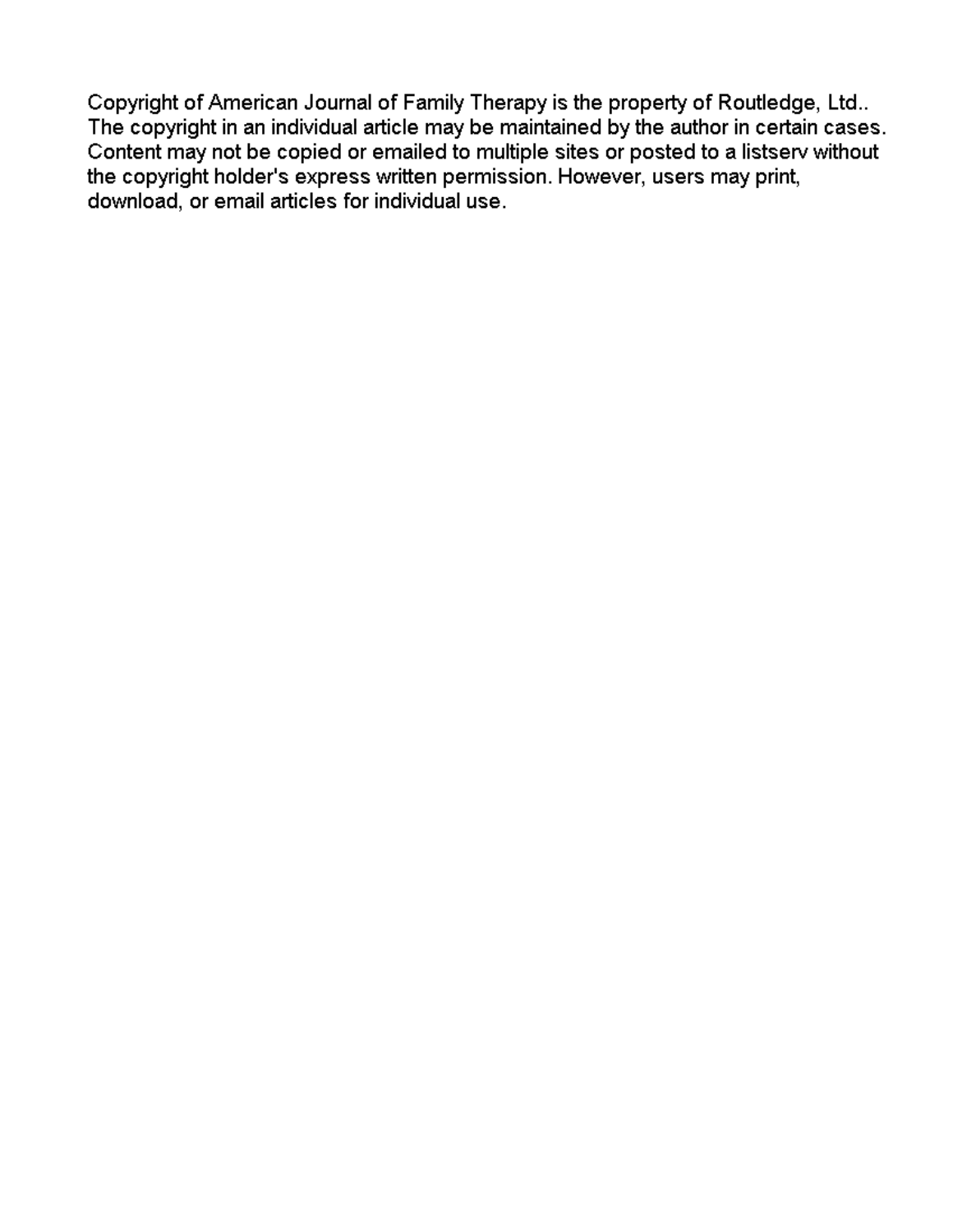Copyright of American Journal of Family Therapy is the property of Routledge, Ltd.. The copyright in an individual article may be maintained by the author in certain cases. Content may not be copied or emailed to multiple sites or posted to a listserv without the copyright holder's express written permission. However, users may print, download, or email articles for individual use.